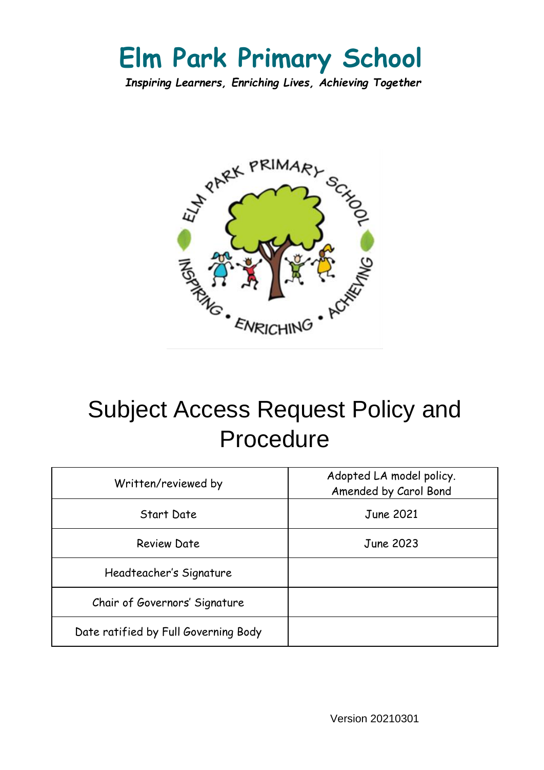# Elm Park Primary School

***Inspiring Learners, Enriching Lives, Achieving Together***

# Subject Access Request Policy and Procedure

| Written/reviewed by | Adopted LA model policy. Amended by Carol Bond |
|---|---|
| Start Date | June 2021 |
| Review Date | June 2023 |
| Headteacher's Signature | |
| Chair of Governors' Signature | |
| Date ratified by Full Governing Body | |

Version 20210301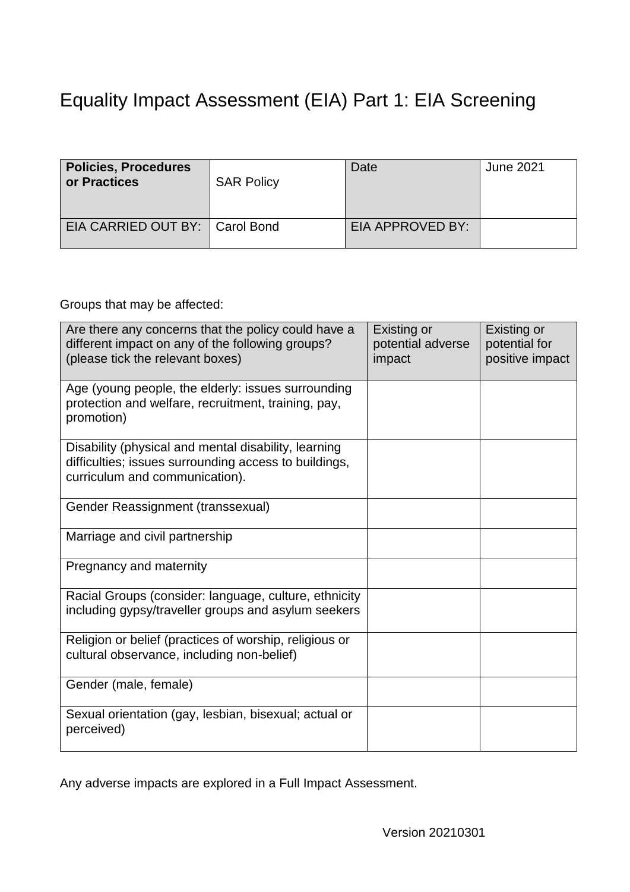# Equality Impact Assessment (EIA) Part 1: EIA Screening

| **Policies, Procedures or Practices** | SAR Policy | Date | June 2021 |
|---|---|---|---|
| EIA CARRIED OUT BY: | Carol Bond | EIA APPROVED BY: | |

Groups that may be affected:

| Are there any concerns that the policy could have a different impact on any of the following groups? (please tick the relevant boxes) | Existing or potential adverse impact | Existing or potential for positive impact |
|---|---|---|
| Age (young people, the elderly: issues surrounding protection and welfare, recruitment, training, pay, promotion) | | |
| Disability (physical and mental disability, learning difficulties; issues surrounding access to buildings, curriculum and communication). | | |
| Gender Reassignment (transsexual) | | |
| Marriage and civil partnership | | |
| Pregnancy and maternity | | |
| Racial Groups (consider: language, culture, ethnicity including gypsy/traveller groups and asylum seekers | | |
| Religion or belief (practices of worship, religious or cultural observance, including non-belief) | | |
| Gender (male, female) | | |
| Sexual orientation (gay, lesbian, bisexual; actual or perceived) | | |

Any adverse impacts are explored in a Full Impact Assessment.

Version 20210301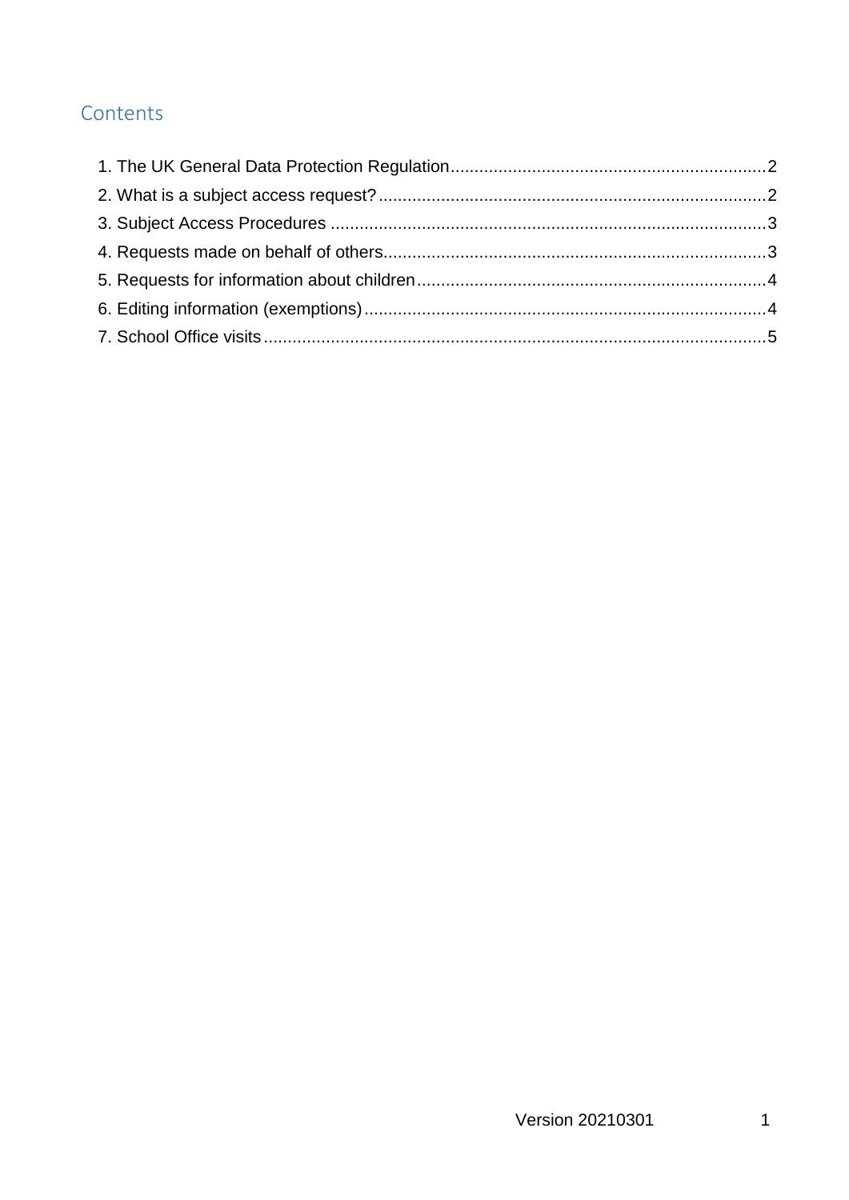## Contents

1. The UK General Data Protection Regulation .......... 2
2. What is a subject access request? .......... 2
3. Subject Access Procedures .......... 3
4. Requests made on behalf of others .......... 3
5. Requests for information about children .......... 4
6. Editing information (exemptions) .......... 4
7. School Office visits .......... 5

Version 20210301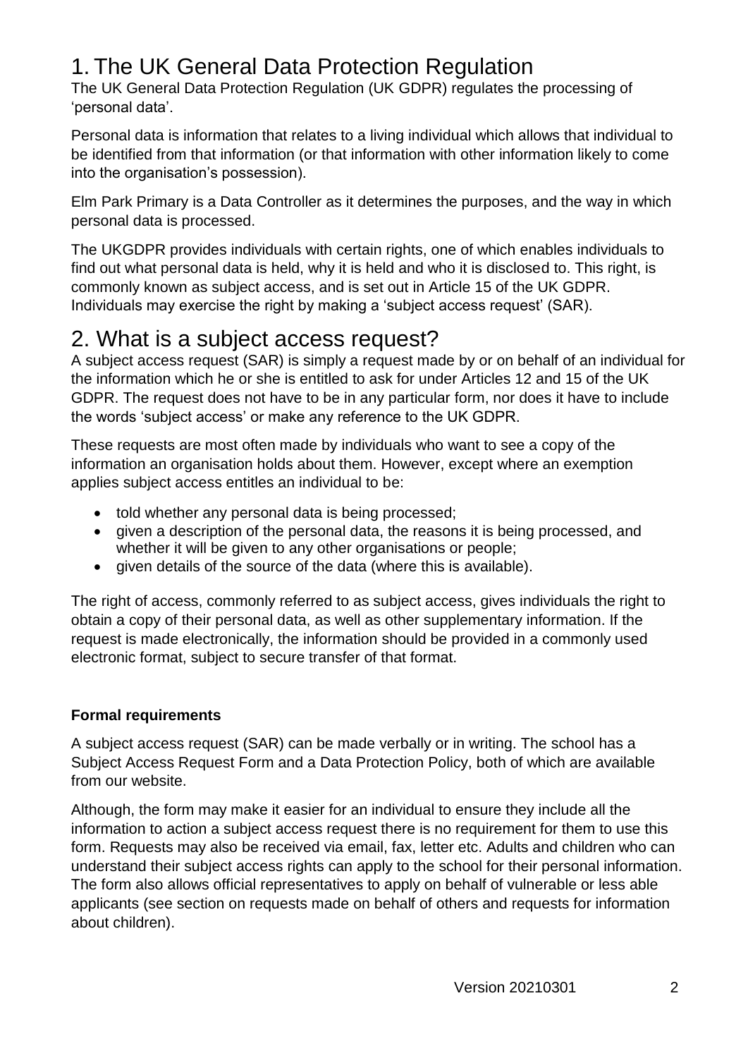# 1. The UK General Data Protection Regulation

The UK General Data Protection Regulation (UK GDPR) regulates the processing of 'personal data'.

Personal data is information that relates to a living individual which allows that individual to be identified from that information (or that information with other information likely to come into the organisation's possession).

Elm Park Primary is a Data Controller as it determines the purposes, and the way in which personal data is processed.

The UKGDPR provides individuals with certain rights, one of which enables individuals to find out what personal data is held, why it is held and who it is disclosed to. This right, is commonly known as subject access, and is set out in Article 15 of the UK GDPR. Individuals may exercise the right by making a 'subject access request' (SAR).

# 2. What is a subject access request?

A subject access request (SAR) is simply a request made by or on behalf of an individual for the information which he or she is entitled to ask for under Articles 12 and 15 of the UK GDPR. The request does not have to be in any particular form, nor does it have to include the words 'subject access' or make any reference to the UK GDPR.

These requests are most often made by individuals who want to see a copy of the information an organisation holds about them. However, except where an exemption applies subject access entitles an individual to be:

- told whether any personal data is being processed;
- given a description of the personal data, the reasons it is being processed, and whether it will be given to any other organisations or people;
- given details of the source of the data (where this is available).

The right of access, commonly referred to as subject access, gives individuals the right to obtain a copy of their personal data, as well as other supplementary information. If the request is made electronically, the information should be provided in a commonly used electronic format, subject to secure transfer of that format.

**Formal requirements**

A subject access request (SAR) can be made verbally or in writing. The school has a Subject Access Request Form and a Data Protection Policy, both of which are available from our website.

Although, the form may make it easier for an individual to ensure they include all the information to action a subject access request there is no requirement for them to use this form. Requests may also be received via email, fax, letter etc. Adults and children who can understand their subject access rights can apply to the school for their personal information. The form also allows official representatives to apply on behalf of vulnerable or less able applicants (see section on requests made on behalf of others and requests for information about children).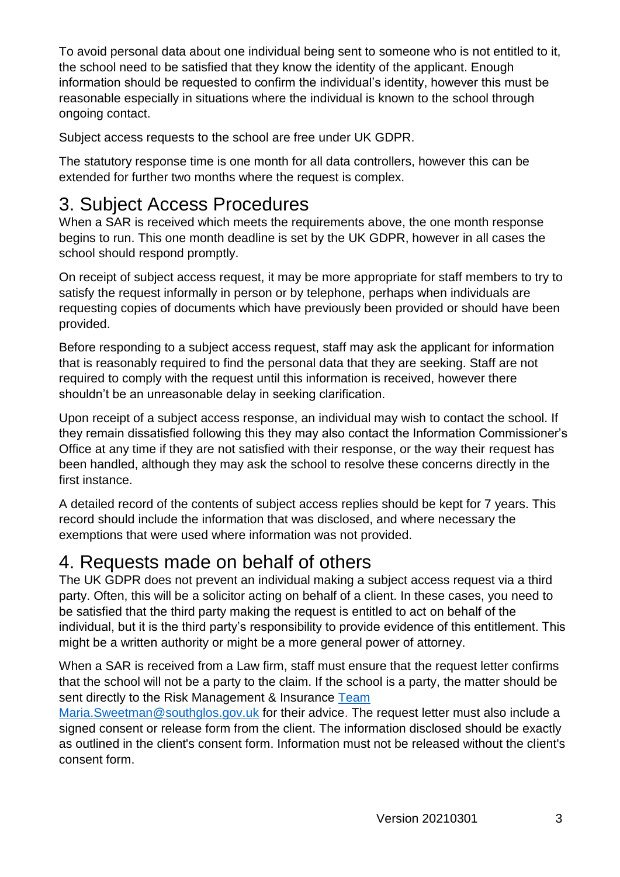To avoid personal data about one individual being sent to someone who is not entitled to it, the school need to be satisfied that they know the identity of the applicant. Enough information should be requested to confirm the individual's identity, however this must be reasonable especially in situations where the individual is known to the school through ongoing contact.

Subject access requests to the school are free under UK GDPR.

The statutory response time is one month for all data controllers, however this can be extended for further two months where the request is complex.

# 3. Subject Access Procedures

When a SAR is received which meets the requirements above, the one month response begins to run. This one month deadline is set by the UK GDPR, however in all cases the school should respond promptly.

On receipt of subject access request, it may be more appropriate for staff members to try to satisfy the request informally in person or by telephone, perhaps when individuals are requesting copies of documents which have previously been provided or should have been provided.

Before responding to a subject access request, staff may ask the applicant for information that is reasonably required to find the personal data that they are seeking. Staff are not required to comply with the request until this information is received, however there shouldn't be an unreasonable delay in seeking clarification.

Upon receipt of a subject access response, an individual may wish to contact the school. If they remain dissatisfied following this they may also contact the Information Commissioner's Office at any time if they are not satisfied with their response, or the way their request has been handled, although they may ask the school to resolve these concerns directly in the first instance.

A detailed record of the contents of subject access replies should be kept for 7 years. This record should include the information that was disclosed, and where necessary the exemptions that were used where information was not provided.

# 4. Requests made on behalf of others

The UK GDPR does not prevent an individual making a subject access request via a third party. Often, this will be a solicitor acting on behalf of a client. In these cases, you need to be satisfied that the third party making the request is entitled to act on behalf of the individual, but it is the third party's responsibility to provide evidence of this entitlement. This might be a written authority or might be a more general power of attorney.

When a SAR is received from a Law firm, staff must ensure that the request letter confirms that the school will not be a party to the claim. If the school is a party, the matter should be sent directly to the Risk Management & Insurance [Team Maria.Sweetman@southglos.gov.uk](mailto:Maria.Sweetman@southglos.gov.uk) for their advice. The request letter must also include a signed consent or release form from the client. The information disclosed should be exactly as outlined in the client's consent form. Information must not be released without the client's consent form.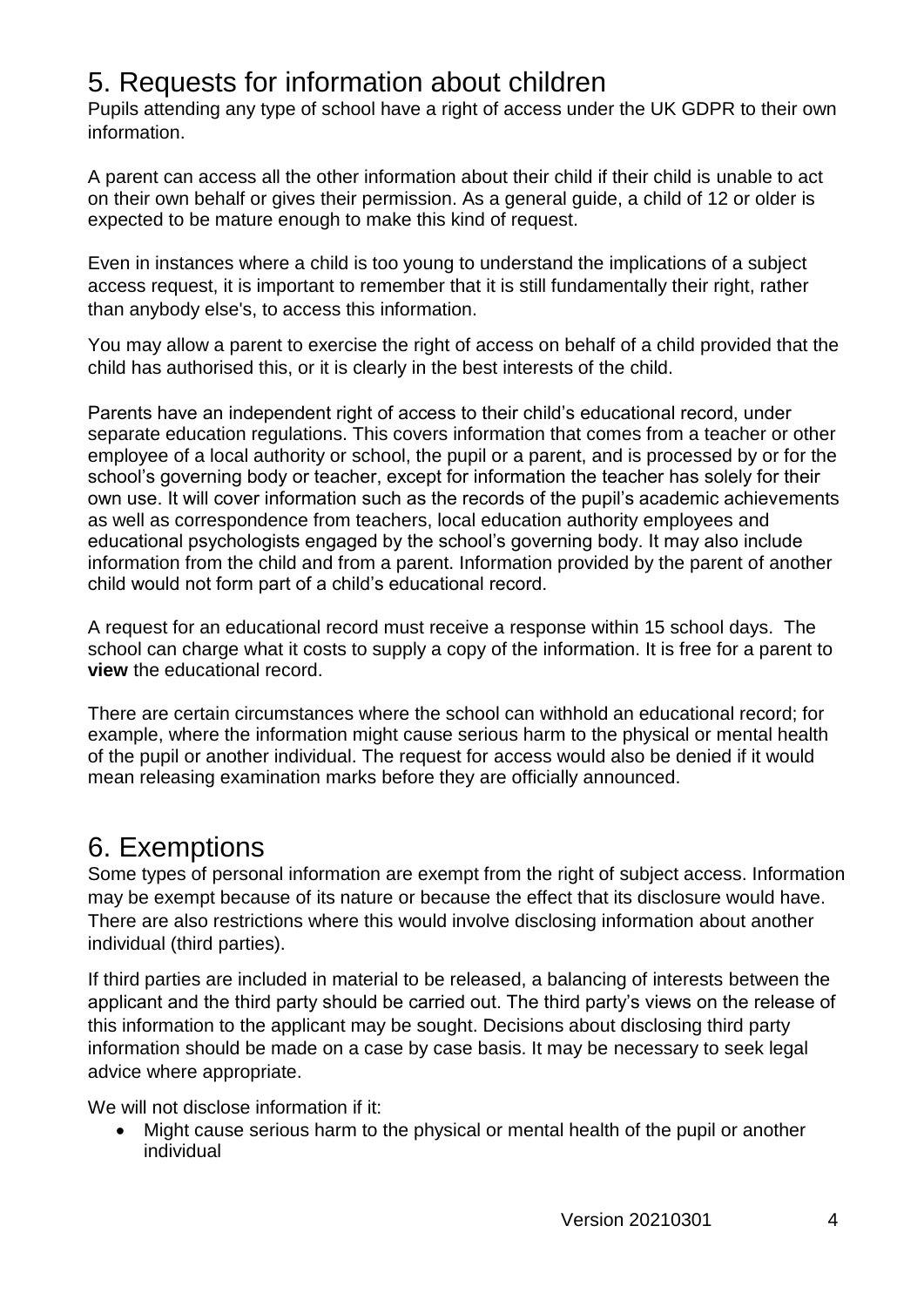## 5. Requests for information about children

Pupils attending any type of school have a right of access under the UK GDPR to their own information.

A parent can access all the other information about their child if their child is unable to act on their own behalf or gives their permission. As a general guide, a child of 12 or older is expected to be mature enough to make this kind of request.

Even in instances where a child is too young to understand the implications of a subject access request, it is important to remember that it is still fundamentally their right, rather than anybody else's, to access this information.

You may allow a parent to exercise the right of access on behalf of a child provided that the child has authorised this, or it is clearly in the best interests of the child.

Parents have an independent right of access to their child's educational record, under separate education regulations. This covers information that comes from a teacher or other employee of a local authority or school, the pupil or a parent, and is processed by or for the school's governing body or teacher, except for information the teacher has solely for their own use. It will cover information such as the records of the pupil's academic achievements as well as correspondence from teachers, local education authority employees and educational psychologists engaged by the school's governing body. It may also include information from the child and from a parent. Information provided by the parent of another child would not form part of a child's educational record.

A request for an educational record must receive a response within 15 school days. The school can charge what it costs to supply a copy of the information. It is free for a parent to **view** the educational record.

There are certain circumstances where the school can withhold an educational record; for example, where the information might cause serious harm to the physical or mental health of the pupil or another individual. The request for access would also be denied if it would mean releasing examination marks before they are officially announced.

## 6. Exemptions

Some types of personal information are exempt from the right of subject access. Information may be exempt because of its nature or because the effect that its disclosure would have. There are also restrictions where this would involve disclosing information about another individual (third parties).

If third parties are included in material to be released, a balancing of interests between the applicant and the third party should be carried out. The third party's views on the release of this information to the applicant may be sought. Decisions about disclosing third party information should be made on a case by case basis. It may be necessary to seek legal advice where appropriate.

We will not disclose information if it:

- Might cause serious harm to the physical or mental health of the pupil or another individual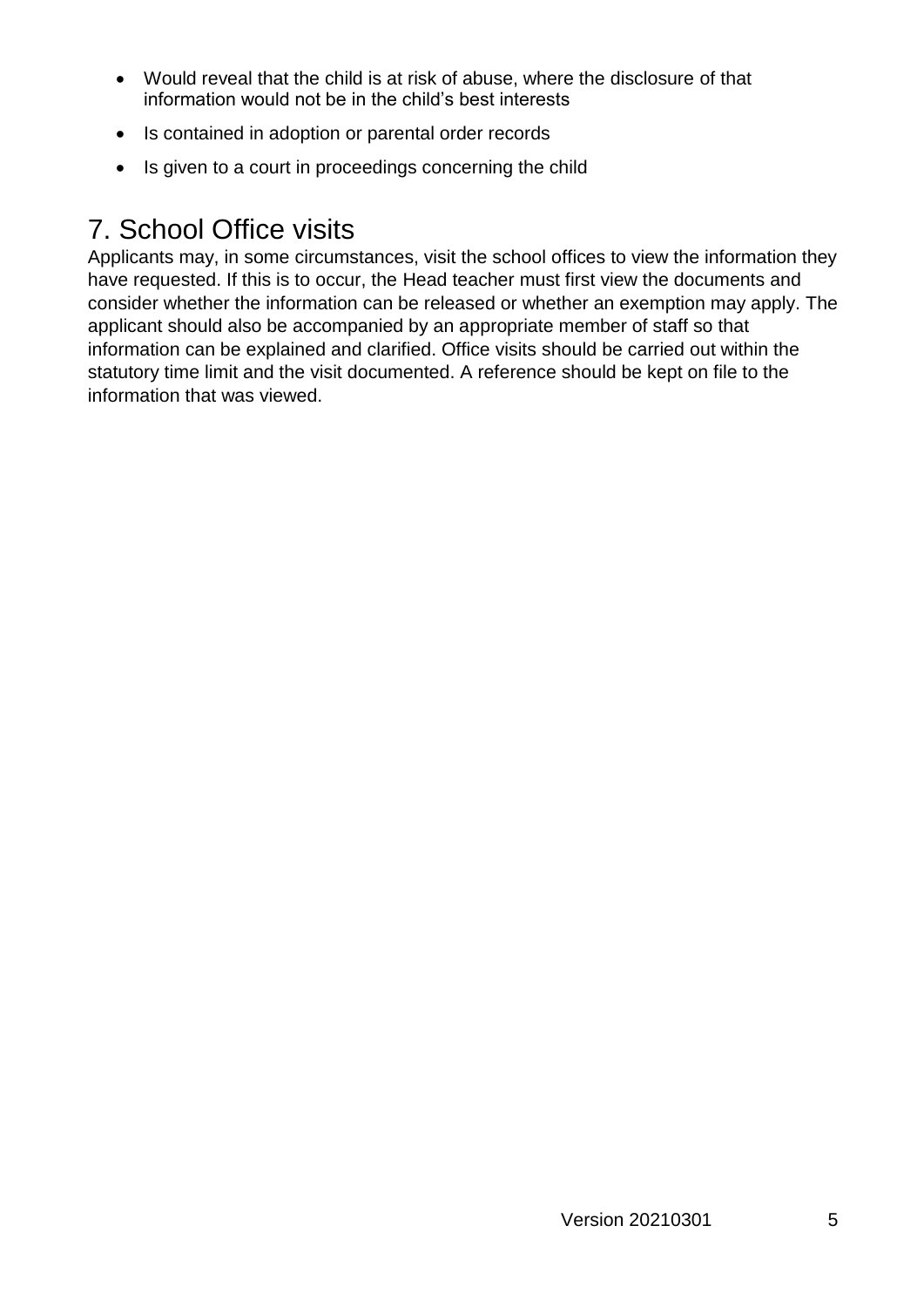- Would reveal that the child is at risk of abuse, where the disclosure of that information would not be in the child's best interests
- Is contained in adoption or parental order records
- Is given to a court in proceedings concerning the child

# 7. School Office visits

Applicants may, in some circumstances, visit the school offices to view the information they have requested. If this is to occur, the Head teacher must first view the documents and consider whether the information can be released or whether an exemption may apply. The applicant should also be accompanied by an appropriate member of staff so that information can be explained and clarified. Office visits should be carried out within the statutory time limit and the visit documented. A reference should be kept on file to the information that was viewed.